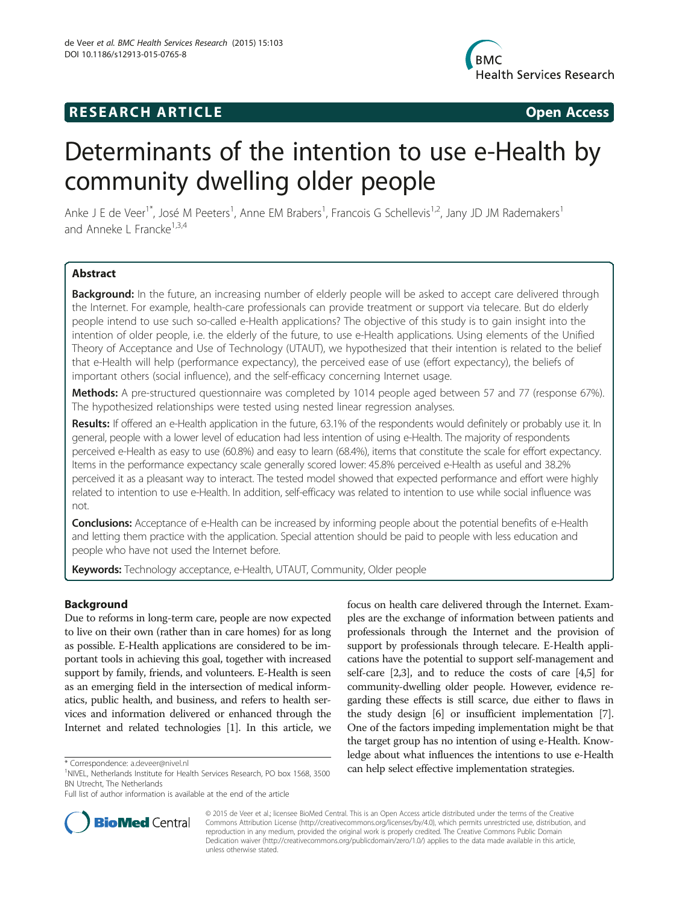RESEARCH ARTICLE **Open Access**

# Determinants of the intention to use e-Health by community dwelling older people

Anke J E de Veer[1*], José M Peeters[1], Anne EM Brabers[1], Francois G Schellevis[1,2], Jany JD JM Rademakers[1] and Anneke L Francke[1,3,4]

## Abstract

**Background:** In the future, an increasing number of elderly people will be asked to accept care delivered through the Internet. For example, health-care professionals can provide treatment or support via telecare. But do elderly people intend to use such so-called e-Health applications? The objective of this study is to gain insight into the intention of older people, i.e. the elderly of the future, to use e-Health applications. Using elements of the Unified Theory of Acceptance and Use of Technology (UTAUT), we hypothesized that their intention is related to the belief that e-Health will help (performance expectancy), the perceived ease of use (effort expectancy), the beliefs of important others (social influence), and the self-efficacy concerning Internet usage.

**Methods:** A pre-structured questionnaire was completed by 1014 people aged between 57 and 77 (response 67%). The hypothesized relationships were tested using nested linear regression analyses.

**Results:** If offered an e-Health application in the future, 63.1% of the respondents would definitely or probably use it. In general, people with a lower level of education had less intention of using e-Health. The majority of respondents perceived e-Health as easy to use (60.8%) and easy to learn (68.4%), items that constitute the scale for effort expectancy. Items in the performance expectancy scale generally scored lower: 45.8% perceived e-Health as useful and 38.2% perceived it as a pleasant way to interact. The tested model showed that expected performance and effort were highly related to intention to use e-Health. In addition, self-efficacy was related to intention to use while social influence was not.

**Conclusions:** Acceptance of e-Health can be increased by informing people about the potential benefits of e-Health and letting them practice with the application. Special attention should be paid to people with less education and people who have not used the Internet before.

**Keywords:** Technology acceptance, e-Health, UTAUT, Community, Older people

## Background

Due to reforms in long-term care, people are now expected to live on their own (rather than in care homes) for as long as possible. E-Health applications are considered to be important tools in achieving this goal, together with increased support by family, friends, and volunteers. E-Health is seen as an emerging field in the intersection of medical informatics, public health, and business, and refers to health services and information delivered or enhanced through the Internet and related technologies [1]. In this article, we focus on health care delivered through the Internet. Examples are the exchange of information between patients and professionals through the Internet and the provision of support by professionals through telecare. E-Health applications have the potential to support self-management and self-care [2,3], and to reduce the costs of care [4,5] for community-dwelling older people. However, evidence regarding these effects is still scarce, due either to flaws in the study design [6] or insufficient implementation [7]. One of the factors impeding implementation might be that the target group has no intention of using e-Health. Knowledge about what influences the intentions to use e-Health can help select effective implementation strategies.

\* Correspondence: a.deveer@nivel.nl

[1]NIVEL, Netherlands Institute for Health Services Research, PO box 1568, 3500 BN Utrecht, The Netherlands

Full list of author information is available at the end of the article

© 2015 de Veer et al.; licensee BioMed Central. This is an Open Access article distributed under the terms of the Creative Commons Attribution License (http://creativecommons.org/licenses/by/4.0), which permits unrestricted use, distribution, and reproduction in any medium, provided the original work is properly credited. The Creative Commons Public Domain Dedication waiver (http://creativecommons.org/publicdomain/zero/1.0/) applies to the data made available in this article, unless otherwise stated.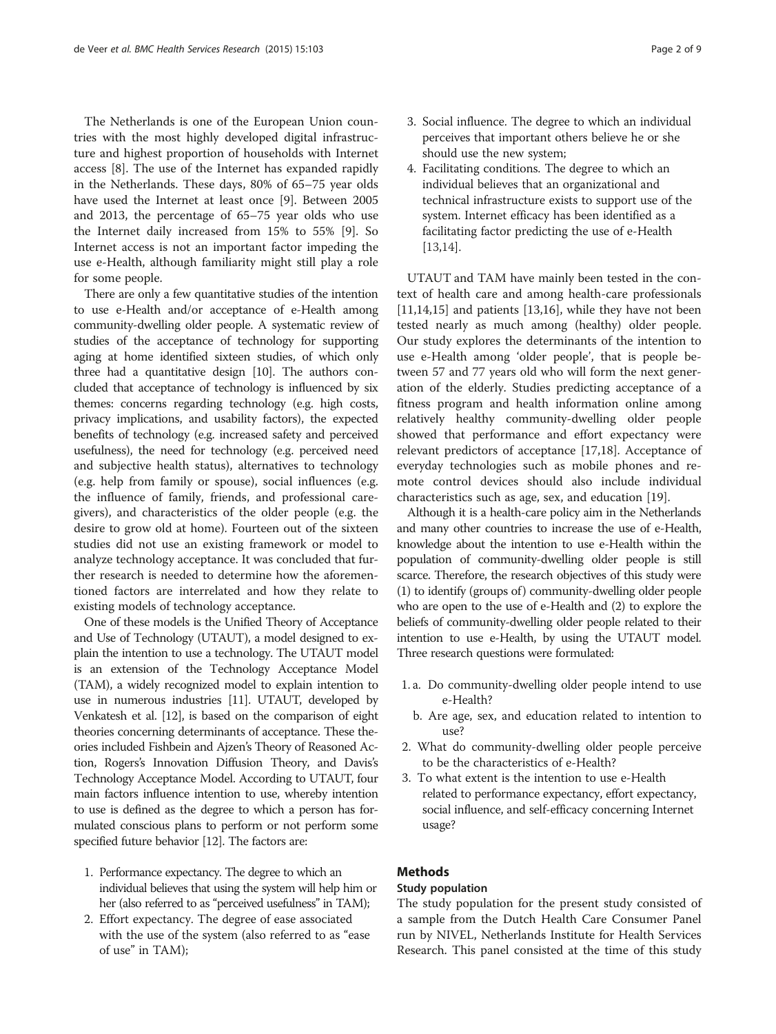The Netherlands is one of the European Union countries with the most highly developed digital infrastructure and highest proportion of households with Internet access [8]. The use of the Internet has expanded rapidly in the Netherlands. These days, 80% of 65–75 year olds have used the Internet at least once [9]. Between 2005 and 2013, the percentage of 65–75 year olds who use the Internet daily increased from 15% to 55% [9]. So Internet access is not an important factor impeding the use e-Health, although familiarity might still play a role for some people.

There are only a few quantitative studies of the intention to use e-Health and/or acceptance of e-Health among community-dwelling older people. A systematic review of studies of the acceptance of technology for supporting aging at home identified sixteen studies, of which only three had a quantitative design [10]. The authors concluded that acceptance of technology is influenced by six themes: concerns regarding technology (e.g. high costs, privacy implications, and usability factors), the expected benefits of technology (e.g. increased safety and perceived usefulness), the need for technology (e.g. perceived need and subjective health status), alternatives to technology (e.g. help from family or spouse), social influences (e.g. the influence of family, friends, and professional caregivers), and characteristics of the older people (e.g. the desire to grow old at home). Fourteen out of the sixteen studies did not use an existing framework or model to analyze technology acceptance. It was concluded that further research is needed to determine how the aforementioned factors are interrelated and how they relate to existing models of technology acceptance.

One of these models is the Unified Theory of Acceptance and Use of Technology (UTAUT), a model designed to explain the intention to use a technology. The UTAUT model is an extension of the Technology Acceptance Model (TAM), a widely recognized model to explain intention to use in numerous industries [11]. UTAUT, developed by Venkatesh et al. [12], is based on the comparison of eight theories concerning determinants of acceptance. These theories included Fishbein and Ajzen's Theory of Reasoned Action, Rogers's Innovation Diffusion Theory, and Davis's Technology Acceptance Model. According to UTAUT, four main factors influence intention to use, whereby intention to use is defined as the degree to which a person has formulated conscious plans to perform or not perform some specified future behavior [12]. The factors are:

1. Performance expectancy. The degree to which an individual believes that using the system will help him or her (also referred to as "perceived usefulness" in TAM);
2. Effort expectancy. The degree of ease associated with the use of the system (also referred to as "ease of use" in TAM);
3. Social influence. The degree to which an individual perceives that important others believe he or she should use the new system;
4. Facilitating conditions. The degree to which an individual believes that an organizational and technical infrastructure exists to support use of the system. Internet efficacy has been identified as a facilitating factor predicting the use of e-Health [13,14].

UTAUT and TAM have mainly been tested in the context of health care and among health-care professionals [11,14,15] and patients [13,16], while they have not been tested nearly as much among (healthy) older people. Our study explores the determinants of the intention to use e-Health among 'older people', that is people between 57 and 77 years old who will form the next generation of the elderly. Studies predicting acceptance of a fitness program and health information online among relatively healthy community-dwelling older people showed that performance and effort expectancy were relevant predictors of acceptance [17,18]. Acceptance of everyday technologies such as mobile phones and remote control devices should also include individual characteristics such as age, sex, and education [19].

Although it is a health-care policy aim in the Netherlands and many other countries to increase the use of e-Health, knowledge about the intention to use e-Health within the population of community-dwelling older people is still scarce. Therefore, the research objectives of this study were (1) to identify (groups of) community-dwelling older people who are open to the use of e-Health and (2) to explore the beliefs of community-dwelling older people related to their intention to use e-Health, by using the UTAUT model. Three research questions were formulated:

1. a. Do community-dwelling older people intend to use e-Health?
   b. Are age, sex, and education related to intention to use?
2. What do community-dwelling older people perceive to be the characteristics of e-Health?
3. To what extent is the intention to use e-Health related to performance expectancy, effort expectancy, social influence, and self-efficacy concerning Internet usage?

## Methods

### Study population

The study population for the present study consisted of a sample from the Dutch Health Care Consumer Panel run by NIVEL, Netherlands Institute for Health Services Research. This panel consisted at the time of this study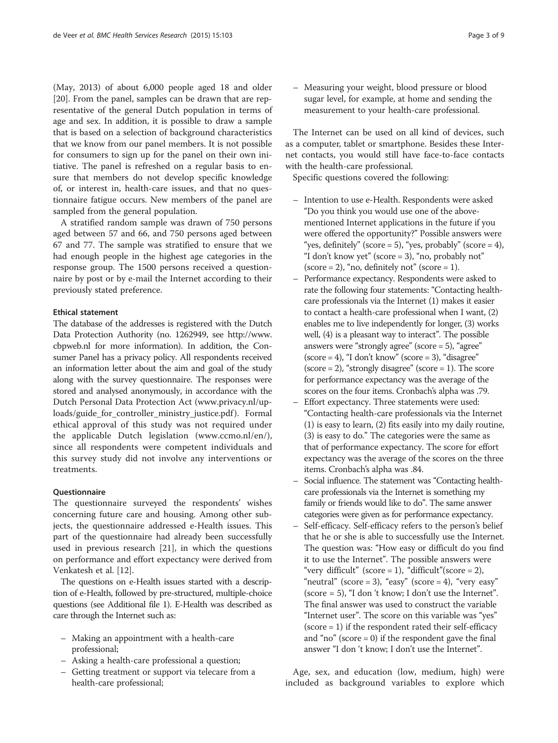(May, 2013) of about 6,000 people aged 18 and older [20]. From the panel, samples can be drawn that are representative of the general Dutch population in terms of age and sex. In addition, it is possible to draw a sample that is based on a selection of background characteristics that we know from our panel members. It is not possible for consumers to sign up for the panel on their own initiative. The panel is refreshed on a regular basis to ensure that members do not develop specific knowledge of, or interest in, health-care issues, and that no questionnaire fatigue occurs. New members of the panel are sampled from the general population.

A stratified random sample was drawn of 750 persons aged between 57 and 66, and 750 persons aged between 67 and 77. The sample was stratified to ensure that we had enough people in the highest age categories in the response group. The 1500 persons received a questionnaire by post or by e-mail the Internet according to their previously stated preference.

#### Ethical statement

The database of the addresses is registered with the Dutch Data Protection Authority (no. 1262949, see http://www.cbpweb.nl for more information). In addition, the Consumer Panel has a privacy policy. All respondents received an information letter about the aim and goal of the study along with the survey questionnaire. The responses were stored and analysed anonymously, in accordance with the Dutch Personal Data Protection Act (www.privacy.nl/uploads/guide_for_controller_ministry_justice.pdf). Formal ethical approval of this study was not required under the applicable Dutch legislation (www.ccmo.nl/en/), since all respondents were competent individuals and this survey study did not involve any interventions or treatments.

#### Questionnaire

The questionnaire surveyed the respondents' wishes concerning future care and housing. Among other subjects, the questionnaire addressed e-Health issues. This part of the questionnaire had already been successfully used in previous research [21], in which the questions on performance and effort expectancy were derived from Venkatesh et al. [12].

The questions on e-Health issues started with a description of e-Health, followed by pre-structured, multiple-choice questions (see Additional file 1). E-Health was described as care through the Internet such as:

- Making an appointment with a health-care professional;
- Asking a health-care professional a question;
- Getting treatment or support via telecare from a health-care professional;
- Measuring your weight, blood pressure or blood sugar level, for example, at home and sending the measurement to your health-care professional.

The Internet can be used on all kind of devices, such as a computer, tablet or smartphone. Besides these Internet contacts, you would still have face-to-face contacts with the health-care professional.

Specific questions covered the following:

- Intention to use e-Health. Respondents were asked "Do you think you would use one of the above-mentioned Internet applications in the future if you were offered the opportunity?" Possible answers were "yes, definitely" (score = 5), "yes, probably" (score = 4), "I don't know yet" (score = 3), "no, probably not" (score = 2), "no, definitely not" (score = 1).
- Performance expectancy. Respondents were asked to rate the following four statements: "Contacting health-care professionals via the Internet (1) makes it easier to contact a health-care professional when I want, (2) enables me to live independently for longer, (3) works well, (4) is a pleasant way to interact". The possible answers were "strongly agree" (score = 5), "agree" (score = 4), "I don't know" (score = 3), "disagree" (score = 2), "strongly disagree" (score = 1). The score for performance expectancy was the average of the scores on the four items. Cronbach's alpha was .79.
- Effort expectancy. Three statements were used: "Contacting health-care professionals via the Internet (1) is easy to learn, (2) fits easily into my daily routine, (3) is easy to do." The categories were the same as that of performance expectancy. The score for effort expectancy was the average of the scores on the three items. Cronbach's alpha was .84.
- Social influence. The statement was "Contacting health-care professionals via the Internet is something my family or friends would like to do". The same answer categories were given as for performance expectancy.
- Self-efficacy. Self-efficacy refers to the person's belief that he or she is able to successfully use the Internet. The question was: "How easy or difficult do you find it to use the Internet". The possible answers were "very difficult" (score = 1), "difficult"(score = 2), "neutral" (score = 3), "easy" (score = 4), "very easy" (score = 5), "I don 't know; I don't use the Internet". The final answer was used to construct the variable "Internet user". The score on this variable was "yes" (score = 1) if the respondent rated their self-efficacy and "no" (score = 0) if the respondent gave the final answer "I don 't know; I don't use the Internet".

Age, sex, and education (low, medium, high) were included as background variables to explore which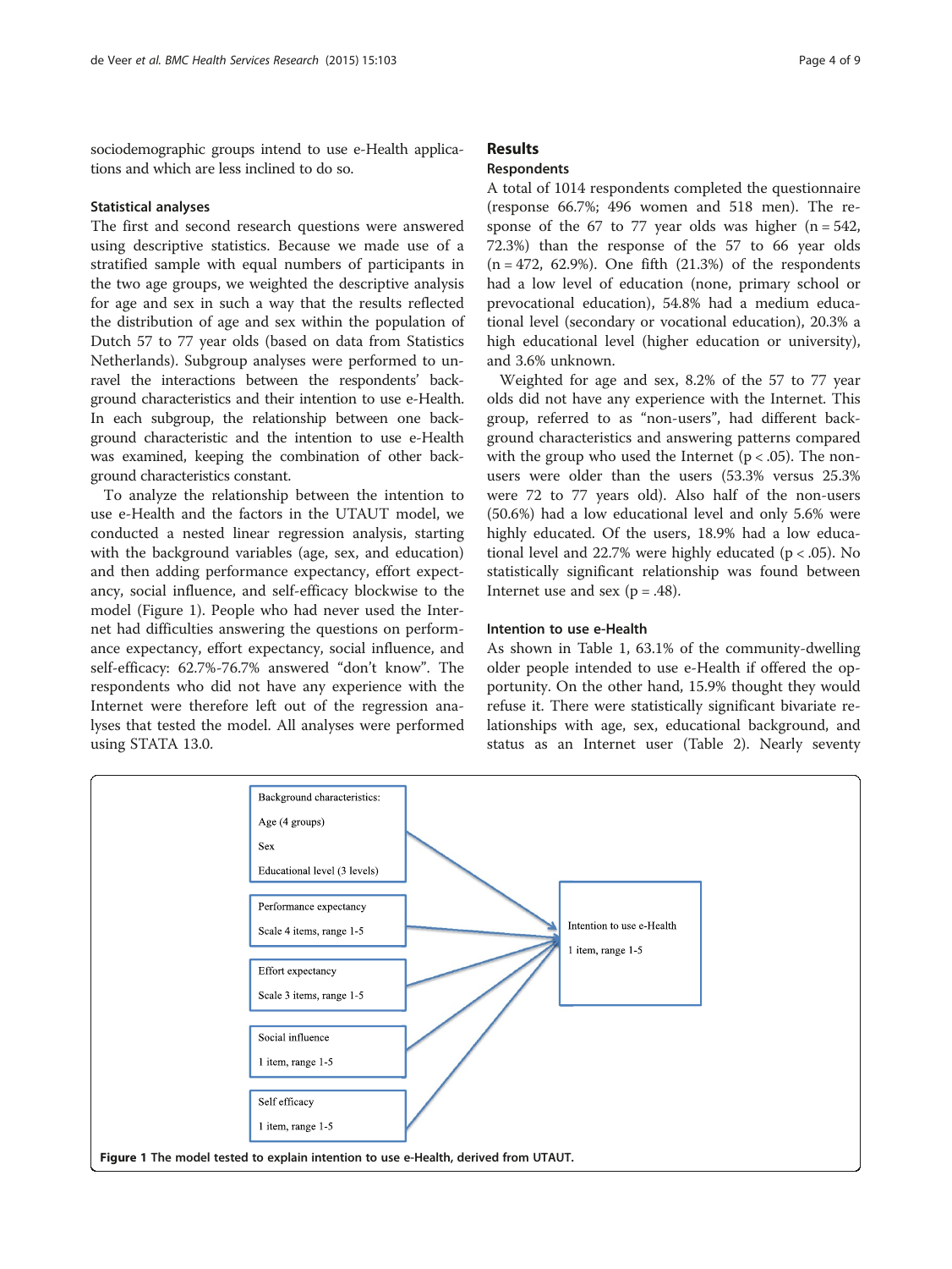sociodemographic groups intend to use e-Health applications and which are less inclined to do so.

### Statistical analyses

The first and second research questions were answered using descriptive statistics. Because we made use of a stratified sample with equal numbers of participants in the two age groups, we weighted the descriptive analysis for age and sex in such a way that the results reflected the distribution of age and sex within the population of Dutch 57 to 77 year olds (based on data from Statistics Netherlands). Subgroup analyses were performed to unravel the interactions between the respondents' background characteristics and their intention to use e-Health. In each subgroup, the relationship between one background characteristic and the intention to use e-Health was examined, keeping the combination of other background characteristics constant.

To analyze the relationship between the intention to use e-Health and the factors in the UTAUT model, we conducted a nested linear regression analysis, starting with the background variables (age, sex, and education) and then adding performance expectancy, effort expectancy, social influence, and self-efficacy blockwise to the model (Figure 1). People who had never used the Internet had difficulties answering the questions on performance expectancy, effort expectancy, social influence, and self-efficacy: 62.7%-76.7% answered "don't know". The respondents who did not have any experience with the Internet were therefore left out of the regression analyses that tested the model. All analyses were performed using STATA 13.0.

## Results

### Respondents

A total of 1014 respondents completed the questionnaire (response 66.7%; 496 women and 518 men). The response of the 67 to 77 year olds was higher (n = 542, 72.3%) than the response of the 57 to 66 year olds (n = 472, 62.9%). One fifth (21.3%) of the respondents had a low level of education (none, primary school or prevocational education), 54.8% had a medium educational level (secondary or vocational education), 20.3% a high educational level (higher education or university), and 3.6% unknown.

Weighted for age and sex, 8.2% of the 57 to 77 year olds did not have any experience with the Internet. This group, referred to as "non-users", had different background characteristics and answering patterns compared with the group who used the Internet ($p < .05$). The non-users were older than the users (53.3% versus 25.3% were 72 to 77 years old). Also half of the non-users (50.6%) had a low educational level and only 5.6% were highly educated. Of the users, 18.9% had a low educational level and 22.7% were highly educated ($p < .05$). No statistically significant relationship was found between Internet use and sex ($p = .48$).

### Intention to use e-Health

As shown in Table 1, 63.1% of the community-dwelling older people intended to use e-Health if offered the opportunity. On the other hand, 15.9% thought they would refuse it. There were statistically significant bivariate relationships with age, sex, educational background, and status as an Internet user (Table 2). Nearly seventy

Background characteristics: Age (4 groups), Sex, Educational level (3 levels)

Performance expectancy — Scale 4 items, range 1-5

Effort expectancy — Scale 3 items, range 1-5

Social influence — 1 item, range 1-5

Self efficacy — 1 item, range 1-5

Intention to use e-Health — 1 item, range 1-5

**Figure 1 The model tested to explain intention to use e-Health, derived from UTAUT.**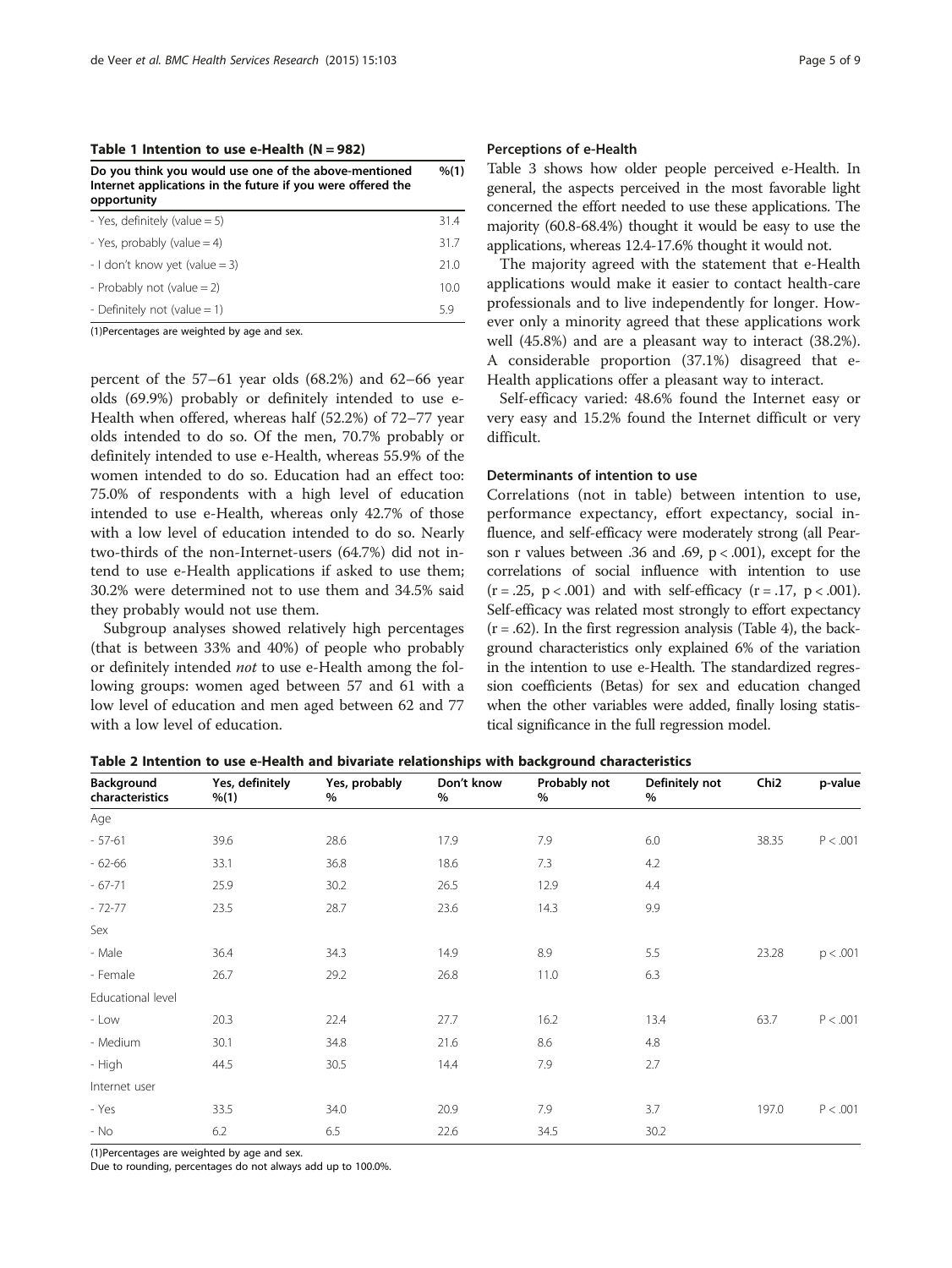**Table 1 Intention to use e-Health (N = 982)**

| Do you think you would use one of the above-mentioned Internet applications in the future if you were offered the opportunity | %(1) |
|---|---|
| - Yes, definitely (value = 5) | 31.4 |
| - Yes, probably (value = 4) | 31.7 |
| - I don't know yet (value = 3) | 21.0 |
| - Probably not (value = 2) | 10.0 |
| - Definitely not (value = 1) | 5.9 |

(1)Percentages are weighted by age and sex.

percent of the 57–61 year olds (68.2%) and 62–66 year olds (69.9%) probably or definitely intended to use e-Health when offered, whereas half (52.2%) of 72–77 year olds intended to do so. Of the men, 70.7% probably or definitely intended to use e-Health, whereas 55.9% of the women intended to do so. Education had an effect too: 75.0% of respondents with a high level of education intended to use e-Health, whereas only 42.7% of those with a low level of education intended to do so. Nearly two-thirds of the non-Internet-users (64.7%) did not intend to use e-Health applications if asked to use them; 30.2% were determined not to use them and 34.5% said they probably would not use them.

Subgroup analyses showed relatively high percentages (that is between 33% and 40%) of people who probably or definitely intended *not* to use e-Health among the following groups: women aged between 57 and 61 with a low level of education and men aged between 62 and 77 with a low level of education.

### Perceptions of e-Health

Table 3 shows how older people perceived e-Health. In general, the aspects perceived in the most favorable light concerned the effort needed to use these applications. The majority (60.8-68.4%) thought it would be easy to use the applications, whereas 12.4-17.6% thought it would not.

The majority agreed with the statement that e-Health applications would make it easier to contact health-care professionals and to live independently for longer. However only a minority agreed that these applications work well (45.8%) and are a pleasant way to interact (38.2%). A considerable proportion (37.1%) disagreed that e-Health applications offer a pleasant way to interact.

Self-efficacy varied: 48.6% found the Internet easy or very easy and 15.2% found the Internet difficult or very difficult.

### Determinants of intention to use

Correlations (not in table) between intention to use, performance expectancy, effort expectancy, social influence, and self-efficacy were moderately strong (all Pearson r values between .36 and .69, $p < .001$), except for the correlations of social influence with intention to use ($r = .25$, $p < .001$) and with self-efficacy ($r = .17$, $p < .001$). Self-efficacy was related most strongly to effort expectancy ($r = .62$). In the first regression analysis (Table 4), the background characteristics only explained 6% of the variation in the intention to use e-Health. The standardized regression coefficients (Betas) for sex and education changed when the other variables were added, finally losing statistical significance in the full regression model.

**Table 2 Intention to use e-Health and bivariate relationships with background characteristics**

| Background characteristics | Yes, definitely %(1) | Yes, probably % | Don't know % | Probably not % | Definitely not % | Chi2 | p-value |
|---|---|---|---|---|---|---|---|
| Age | | | | | | | |
| - 57-61 | 39.6 | 28.6 | 17.9 | 7.9 | 6.0 | 38.35 | P < .001 |
| - 62-66 | 33.1 | 36.8 | 18.6 | 7.3 | 4.2 | | |
| - 67-71 | 25.9 | 30.2 | 26.5 | 12.9 | 4.4 | | |
| - 72-77 | 23.5 | 28.7 | 23.6 | 14.3 | 9.9 | | |
| Sex | | | | | | | |
| - Male | 36.4 | 34.3 | 14.9 | 8.9 | 5.5 | 23.28 | p < .001 |
| - Female | 26.7 | 29.2 | 26.8 | 11.0 | 6.3 | | |
| Educational level | | | | | | | |
| - Low | 20.3 | 22.4 | 27.7 | 16.2 | 13.4 | 63.7 | P < .001 |
| - Medium | 30.1 | 34.8 | 21.6 | 8.6 | 4.8 | | |
| - High | 44.5 | 30.5 | 14.4 | 7.9 | 2.7 | | |
| Internet user | | | | | | | |
| - Yes | 33.5 | 34.0 | 20.9 | 7.9 | 3.7 | 197.0 | P < .001 |
| - No | 6.2 | 6.5 | 22.6 | 34.5 | 30.2 | | |

(1)Percentages are weighted by age and sex.
Due to rounding, percentages do not always add up to 100.0%.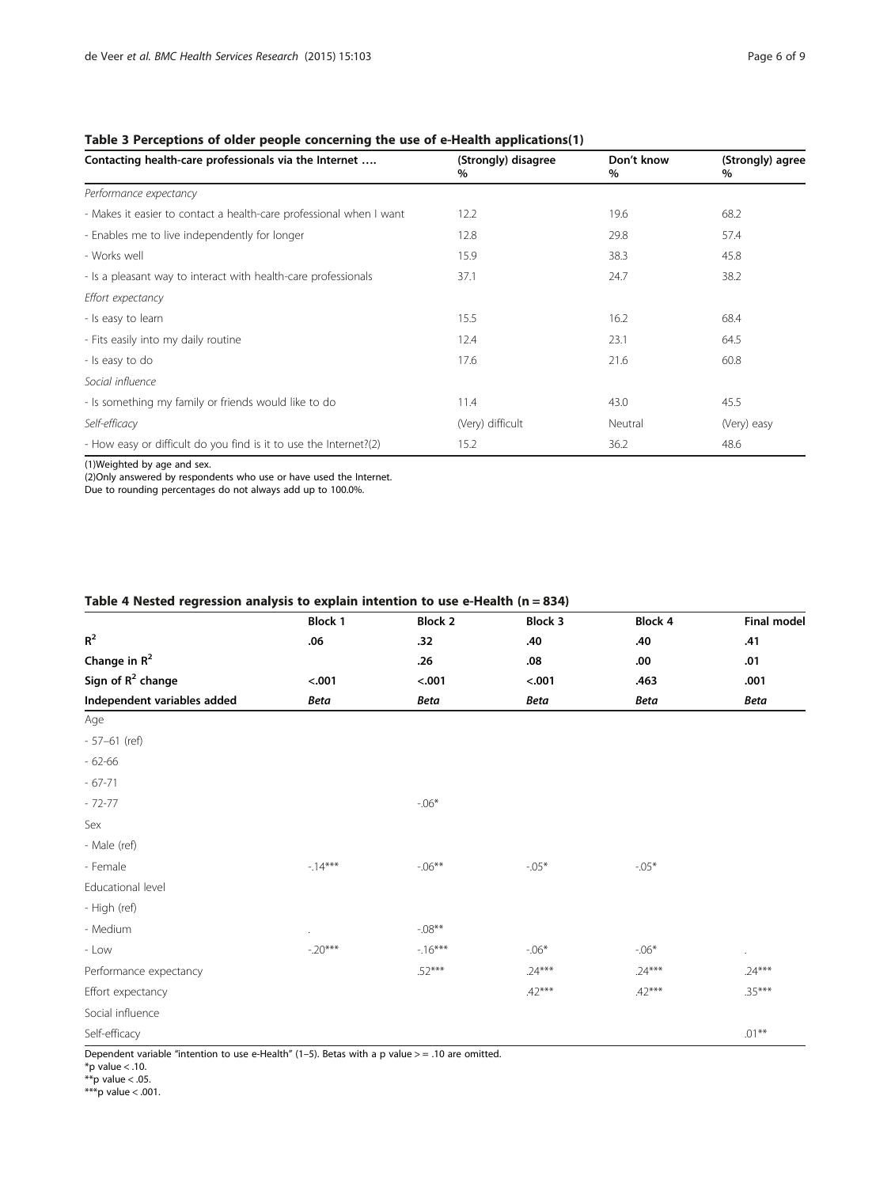**Table 3 Perceptions of older people concerning the use of e-Health applications(1)**

| Contacting health-care professionals via the Internet …. | (Strongly) disagree % | Don't know % | (Strongly) agree % |
|---|---|---|---|
| *Performance expectancy* | | | |
| - Makes it easier to contact a health-care professional when I want | 12.2 | 19.6 | 68.2 |
| - Enables me to live independently for longer | 12.8 | 29.8 | 57.4 |
| - Works well | 15.9 | 38.3 | 45.8 |
| - Is a pleasant way to interact with health-care professionals | 37.1 | 24.7 | 38.2 |
| *Effort expectancy* | | | |
| - Is easy to learn | 15.5 | 16.2 | 68.4 |
| - Fits easily into my daily routine | 12.4 | 23.1 | 64.5 |
| - Is easy to do | 17.6 | 21.6 | 60.8 |
| *Social influence* | | | |
| - Is something my family or friends would like to do | 11.4 | 43.0 | 45.5 |
| *Self-efficacy* | (Very) difficult | Neutral | (Very) easy |
| - How easy or difficult do you find is it to use the Internet?(2) | 15.2 | 36.2 | 48.6 |

(1)Weighted by age and sex.
(2)Only answered by respondents who use or have used the Internet.
Due to rounding percentages do not always add up to 100.0%.

**Table 4 Nested regression analysis to explain intention to use e-Health (n = 834)**

| | Block 1 | Block 2 | Block 3 | Block 4 | Final model |
|---|---|---|---|---|---|
| **$R^2$** | **.06** | **.32** | **.40** | **.40** | **.41** |
| **Change in $R^2$** | | **.26** | **.08** | **.00** | **.01** |
| **Sign of $R^2$ change** | **<.001** | **<.001** | **<.001** | **.463** | **.001** |
| **Independent variables added** | ***Beta*** | ***Beta*** | ***Beta*** | ***Beta*** | ***Beta*** |
| Age | | | | | |
| - 57–61 (ref) | | | | | |
| - 62-66 | | | | | |
| - 67-71 | | | | | |
| - 72-77 | | -.06* | | | |
| Sex | | | | | |
| - Male (ref) | | | | | |
| - Female | -.14*** | -.06** | -.05* | -.05* | |
| Educational level | | | | | |
| - High (ref) | | | | | |
| - Medium | . | -.08** | | | |
| - Low | -.20*** | -.16*** | -.06* | -.06* | . |
| Performance expectancy | | .52*** | .24*** | .24*** | .24*** |
| Effort expectancy | | | .42*** | .42*** | .35*** |
| Social influence | | | | | |
| Self-efficacy | | | | | .01** |

Dependent variable "intention to use e-Health" (1–5). Betas with a p value > = .10 are omitted.
*p value < .10.
**p value < .05.
***p value < .001.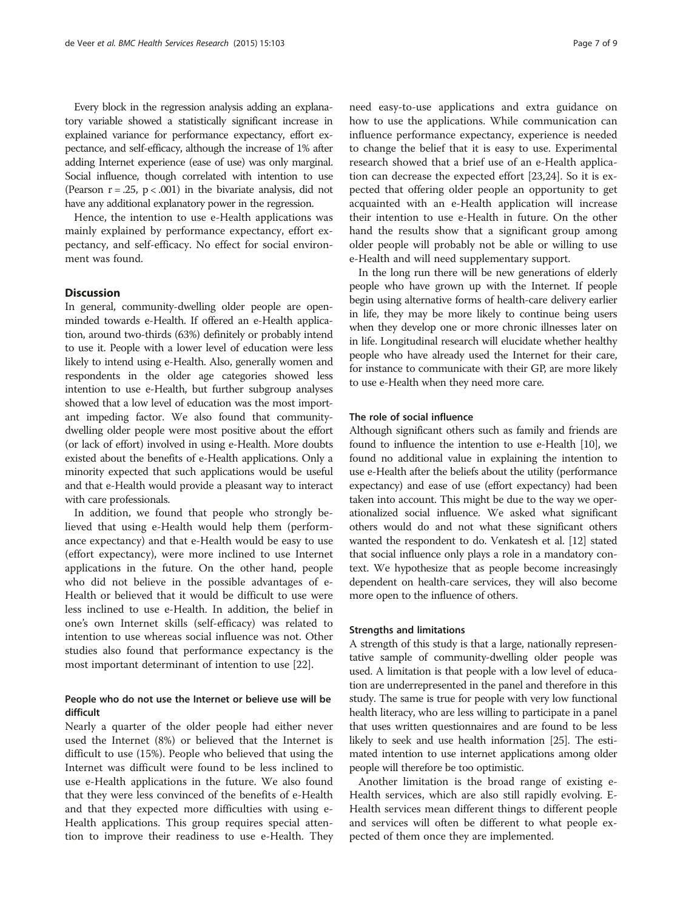Every block in the regression analysis adding an explanatory variable showed a statistically significant increase in explained variance for performance expectancy, effort expectance, and self-efficacy, although the increase of 1% after adding Internet experience (ease of use) was only marginal. Social influence, though correlated with intention to use (Pearson $r = .25$, $p < .001$) in the bivariate analysis, did not have any additional explanatory power in the regression.

Hence, the intention to use e-Health applications was mainly explained by performance expectancy, effort expectancy, and self-efficacy. No effect for social environment was found.

## Discussion

In general, community-dwelling older people are open-minded towards e-Health. If offered an e-Health application, around two-thirds (63%) definitely or probably intend to use it. People with a lower level of education were less likely to intend using e-Health. Also, generally women and respondents in the older age categories showed less intention to use e-Health, but further subgroup analyses showed that a low level of education was the most important impeding factor. We also found that community-dwelling older people were most positive about the effort (or lack of effort) involved in using e-Health. More doubts existed about the benefits of e-Health applications. Only a minority expected that such applications would be useful and that e-Health would provide a pleasant way to interact with care professionals.

In addition, we found that people who strongly believed that using e-Health would help them (performance expectancy) and that e-Health would be easy to use (effort expectancy), were more inclined to use Internet applications in the future. On the other hand, people who did not believe in the possible advantages of e-Health or believed that it would be difficult to use were less inclined to use e-Health. In addition, the belief in one's own Internet skills (self-efficacy) was related to intention to use whereas social influence was not. Other studies also found that performance expectancy is the most important determinant of intention to use [22].

### People who do not use the Internet or believe use will be difficult

Nearly a quarter of the older people had either never used the Internet (8%) or believed that the Internet is difficult to use (15%). People who believed that using the Internet was difficult were found to be less inclined to use e-Health applications in the future. We also found that they were less convinced of the benefits of e-Health and that they expected more difficulties with using e-Health applications. This group requires special attention to improve their readiness to use e-Health. They need easy-to-use applications and extra guidance on how to use the applications. While communication can influence performance expectancy, experience is needed to change the belief that it is easy to use. Experimental research showed that a brief use of an e-Health application can decrease the expected effort [23,24]. So it is expected that offering older people an opportunity to get acquainted with an e-Health application will increase their intention to use e-Health in future. On the other hand the results show that a significant group among older people will probably not be able or willing to use e-Health and will need supplementary support.

In the long run there will be new generations of elderly people who have grown up with the Internet. If people begin using alternative forms of health-care delivery earlier in life, they may be more likely to continue being users when they develop one or more chronic illnesses later on in life. Longitudinal research will elucidate whether healthy people who have already used the Internet for their care, for instance to communicate with their GP, are more likely to use e-Health when they need more care.

### The role of social influence

Although significant others such as family and friends are found to influence the intention to use e-Health [10], we found no additional value in explaining the intention to use e-Health after the beliefs about the utility (performance expectancy) and ease of use (effort expectancy) had been taken into account. This might be due to the way we operationalized social influence. We asked what significant others would do and not what these significant others wanted the respondent to do. Venkatesh et al. [12] stated that social influence only plays a role in a mandatory context. We hypothesize that as people become increasingly dependent on health-care services, they will also become more open to the influence of others.

### Strengths and limitations

A strength of this study is that a large, nationally representative sample of community-dwelling older people was used. A limitation is that people with a low level of education are underrepresented in the panel and therefore in this study. The same is true for people with very low functional health literacy, who are less willing to participate in a panel that uses written questionnaires and are found to be less likely to seek and use health information [25]. The estimated intention to use internet applications among older people will therefore be too optimistic.

Another limitation is the broad range of existing e-Health services, which are also still rapidly evolving. E-Health services mean different things to different people and services will often be different to what people expected of them once they are implemented.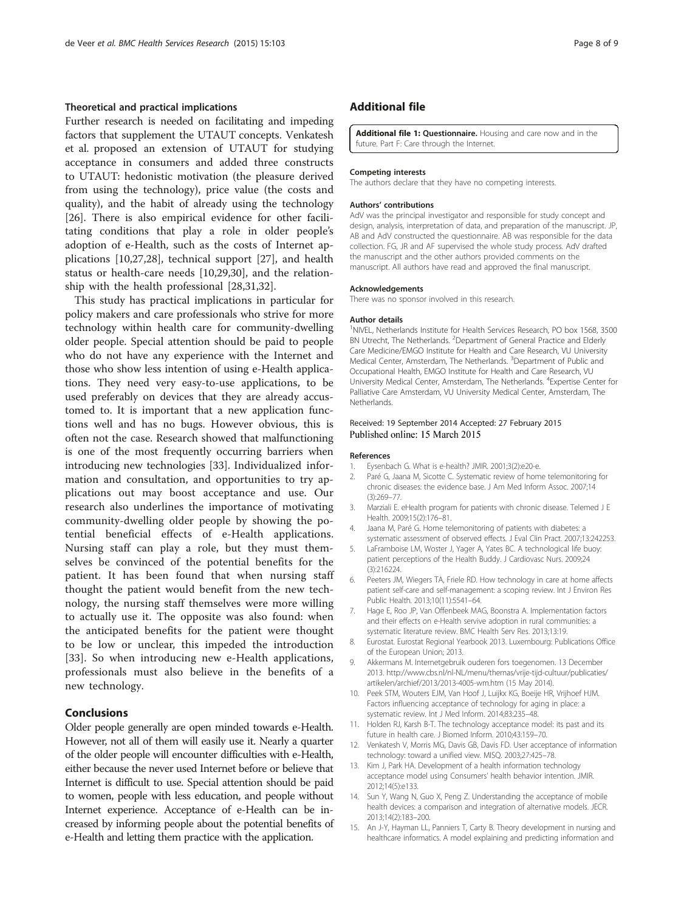### Theoretical and practical implications

Further research is needed on facilitating and impeding factors that supplement the UTAUT concepts. Venkatesh et al. proposed an extension of UTAUT for studying acceptance in consumers and added three constructs to UTAUT: hedonistic motivation (the pleasure derived from using the technology), price value (the costs and quality), and the habit of already using the technology [26]. There is also empirical evidence for other facilitating conditions that play a role in older people's adoption of e-Health, such as the costs of Internet applications [10,27,28], technical support [27], and health status or health-care needs [10,29,30], and the relationship with the health professional [28,31,32].

This study has practical implications in particular for policy makers and care professionals who strive for more technology within health care for community-dwelling older people. Special attention should be paid to people who do not have any experience with the Internet and those who show less intention of using e-Health applications. They need very easy-to-use applications, to be used preferably on devices that they are already accustomed to. It is important that a new application functions well and has no bugs. However obvious, this is often not the case. Research showed that malfunctioning is one of the most frequently occurring barriers when introducing new technologies [33]. Individualized information and consultation, and opportunities to try applications out may boost acceptance and use. Our research also underlines the importance of motivating community-dwelling older people by showing the potential beneficial effects of e-Health applications. Nursing staff can play a role, but they must themselves be convinced of the potential benefits for the patient. It has been found that when nursing staff thought the patient would benefit from the new technology, the nursing staff themselves were more willing to actually use it. The opposite was also found: when the anticipated benefits for the patient were thought to be low or unclear, this impeded the introduction [33]. So when introducing new e-Health applications, professionals must also believe in the benefits of a new technology.

## Conclusions

Older people generally are open minded towards e-Health. However, not all of them will easily use it. Nearly a quarter of the older people will encounter difficulties with e-Health, either because the never used Internet before or believe that Internet is difficult to use. Special attention should be paid to women, people with less education, and people without Internet experience. Acceptance of e-Health can be increased by informing people about the potential benefits of e-Health and letting them practice with the application.

## Additional file

**Additional file 1: Questionnaire.** Housing and care now and in the future. Part F: Care through the Internet.

#### Competing interests
The authors declare that they have no competing interests.

#### Authors' contributions
AdV was the principal investigator and responsible for study concept and design, analysis, interpretation of data, and preparation of the manuscript. JP, AB and AdV constructed the questionnaire. AB was responsible for the data collection. FG, JR and AF supervised the whole study process. AdV drafted the manuscript and the other authors provided comments on the manuscript. All authors have read and approved the final manuscript.

#### Acknowledgements
There was no sponsor involved in this research.

#### Author details
[1]NIVEL, Netherlands Institute for Health Services Research, PO box 1568, 3500 BN Utrecht, The Netherlands. [2]Department of General Practice and Elderly Care Medicine/EMGO Institute for Health and Care Research, VU University Medical Center, Amsterdam, The Netherlands. [3]Department of Public and Occupational Health, EMGO Institute for Health and Care Research, VU University Medical Center, Amsterdam, The Netherlands. [4]Expertise Center for Palliative Care Amsterdam, VU University Medical Center, Amsterdam, The Netherlands.

Received: 19 September 2014 Accepted: 27 February 2015
Published online: 15 March 2015

#### References

1. Eysenbach G. What is e-health? JMIR. 2001;3(2):e20-e.
2. Paré G, Jaana M, Sicotte C. Systematic review of home telemonitoring for chronic diseases: the evidence base. J Am Med Inform Assoc. 2007;14(3):269–77.
3. Marziali E. eHealth program for patients with chronic disease. Telemed J E Health. 2009;15(2):176–81.
4. Jaana M, Paré G. Home telemonitoring of patients with diabetes: a systematic assessment of observed effects. J Eval Clin Pract. 2007;13:242253.
5. LaFramboise LM, Woster J, Yager A, Yates BC. A technological life buoy: patient perceptions of the Health Buddy. J Cardiovasc Nurs. 2009;24(3):216224.
6. Peeters JM, Wiegers TA, Friele RD. How technology in care at home affects patient self-care and self-management: a scoping review. Int J Environ Res Public Health. 2013;10(11):5541–64.
7. Hage E, Roo JP, Van Offenbeek MAG, Boonstra A. Implementation factors and their effects on e-Health servive adoption in rural communities: a systematic literature review. BMC Health Serv Res. 2013;13:19.
8. Eurostat. Eurostat Regional Yearbook 2013. Luxembourg: Publications Office of the European Union; 2013.
9. Akkermans M. Internetgebruik ouderen fors toegenomen. 13 December 2013. http://www.cbs.nl/nl-NL/menu/themas/vrije-tijd-cultuur/publicaties/artikelen/archief/2013/2013-4005-wm.htm (15 May 2014).
10. Peek STM, Wouters EJM, Van Hoof J, Luijkx KG, Boeije HR, Vrijhoef HJM. Factors influencing acceptance of technology for aging in place: a systematic review. Int J Med Inform. 2014;83:235–48.
11. Holden RJ, Karsh B-T. The technology acceptance model: its past and its future in health care. J Biomed Inform. 2010;43:159–70.
12. Venkatesh V, Morris MG, Davis GB, Davis FD. User acceptance of information technology: toward a unified view. MISQ. 2003;27:425–78.
13. Kim J, Park HA. Development of a health information technology acceptance model using Consumers' health behavior intention. JMIR. 2012;14(5):e133.
14. Sun Y, Wang N, Guo X, Peng Z. Understanding the acceptance of mobile health devices: a comparison and integration of alternative models. JECR. 2013;14(2):183–200.
15. An J-Y, Hayman LL, Panniers T, Carty B. Theory development in nursing and healthcare informatics. A model explaining and predicting information and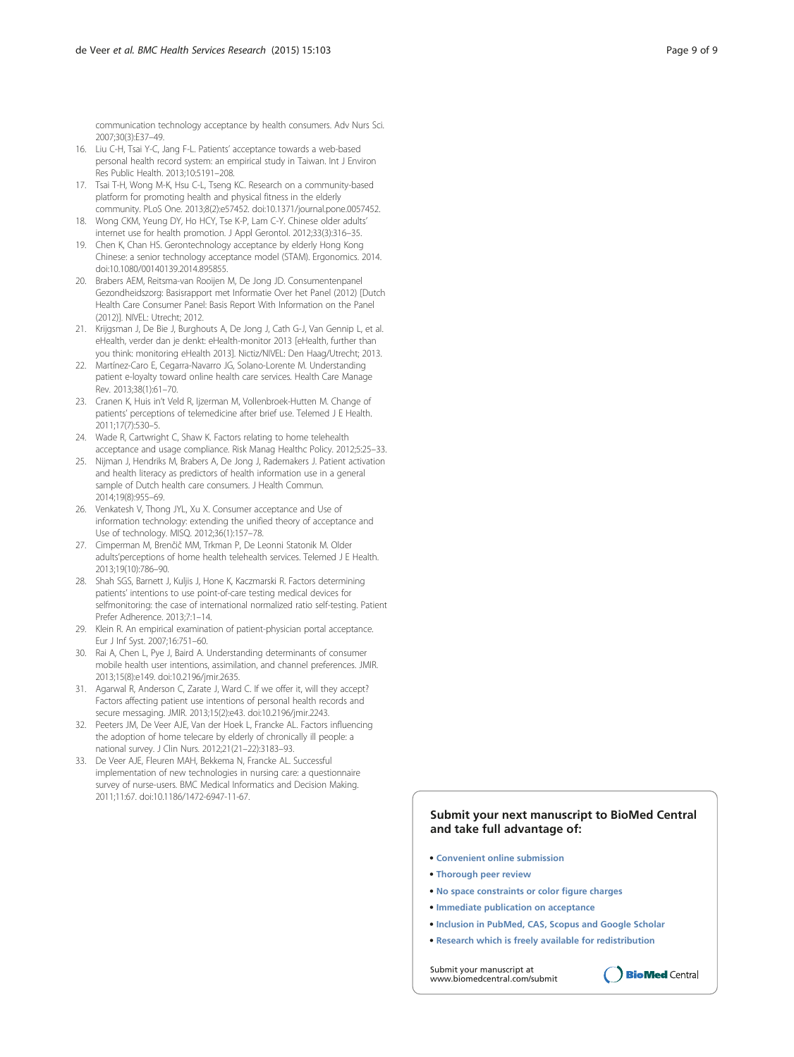communication technology acceptance by health consumers. Adv Nurs Sci. 2007;30(3):E37–49.

16. Liu C-H, Tsai Y-C, Jang F-L. Patients' acceptance towards a web-based personal health record system: an empirical study in Taiwan. Int J Environ Res Public Health. 2013;10:5191–208.
17. Tsai T-H, Wong M-K, Hsu C-L, Tseng KC. Research on a community-based platform for promoting health and physical fitness in the elderly community. PLoS One. 2013;8(2):e57452. doi:10.1371/journal.pone.0057452.
18. Wong CKM, Yeung DY, Ho HCY, Tse K-P, Lam C-Y. Chinese older adults' internet use for health promotion. J Appl Gerontol. 2012;33(3):316–35.
19. Chen K, Chan HS. Gerontechnology acceptance by elderly Hong Kong Chinese: a senior technology acceptance model (STAM). Ergonomics. 2014. doi:10.1080/00140139.2014.895855.
20. Brabers AEM, Reitsma-van Rooijen M, De Jong JD. Consumentenpanel Gezondheidszorg: Basisrapport met Informatie Over het Panel (2012) [Dutch Health Care Consumer Panel: Basis Report With Information on the Panel (2012)]. NIVEL: Utrecht; 2012.
21. Krijgsman J, De Bie J, Burghouts A, De Jong J, Cath G-J, Van Gennip L, et al. eHealth, verder dan je denkt: eHealth-monitor 2013 [eHealth, further than you think: monitoring eHealth 2013]. Nictiz/NIVEL: Den Haag/Utrecht; 2013.
22. Martínez-Caro E, Cegarra-Navarro JG, Solano-Lorente M. Understanding patient e-loyalty toward online health care services. Health Care Manage Rev. 2013;38(1):61–70.
23. Cranen K, Huis in't Veld R, Ijzerman M, Vollenbroek-Hutten M. Change of patients' perceptions of telemedicine after brief use. Telemed J E Health. 2011;17(7):530–5.
24. Wade R, Cartwright C, Shaw K. Factors relating to home telehealth acceptance and usage compliance. Risk Manag Healthc Policy. 2012;5:25–33.
25. Nijman J, Hendriks M, Brabers A, De Jong J, Rademakers J. Patient activation and health literacy as predictors of health information use in a general sample of Dutch health care consumers. J Health Commun. 2014;19(8):955–69.
26. Venkatesh V, Thong JYL, Xu X. Consumer acceptance and Use of information technology: extending the unified theory of acceptance and Use of technology. MISQ. 2012;36(1):157–78.
27. Cimperman M, Brenčič MM, Trkman P, De Leonni Statonik M. Older adults'perceptions of home health telehealth services. Telemed J E Health. 2013;19(10):786–90.
28. Shah SGS, Barnett J, Kuljis J, Hone K, Kaczmarski R. Factors determining patients' intentions to use point-of-care testing medical devices for selfmonitoring: the case of international normalized ratio self-testing. Patient Prefer Adherence. 2013;7:1–14.
29. Klein R. An empirical examination of patient-physician portal acceptance. Eur J Inf Syst. 2007;16:751–60.
30. Rai A, Chen L, Pye J, Baird A. Understanding determinants of consumer mobile health user intentions, assimilation, and channel preferences. JMIR. 2013;15(8):e149. doi:10.2196/jmir.2635.
31. Agarwal R, Anderson C, Zarate J, Ward C. If we offer it, will they accept? Factors affecting patient use intentions of personal health records and secure messaging. JMIR. 2013;15(2):e43. doi:10.2196/jmir.2243.
32. Peeters JM, De Veer AJE, Van der Hoek L, Francke AL. Factors influencing the adoption of home telecare by elderly of chronically ill people: a national survey. J Clin Nurs. 2012;21(21–22):3183–93.
33. De Veer AJE, Fleuren MAH, Bekkema N, Francke AL. Successful implementation of new technologies in nursing care: a questionnaire survey of nurse-users. BMC Medical Informatics and Decision Making. 2011;11:67. doi:10.1186/1472-6947-11-67.

**Submit your next manuscript to BioMed Central and take full advantage of:**

- **Convenient online submission**
- **Thorough peer review**
- **No space constraints or color figure charges**
- **Immediate publication on acceptance**
- **Inclusion in PubMed, CAS, Scopus and Google Scholar**
- **Research which is freely available for redistribution**

Submit your manuscript at
www.biomedcentral.com/submit

BioMed Central